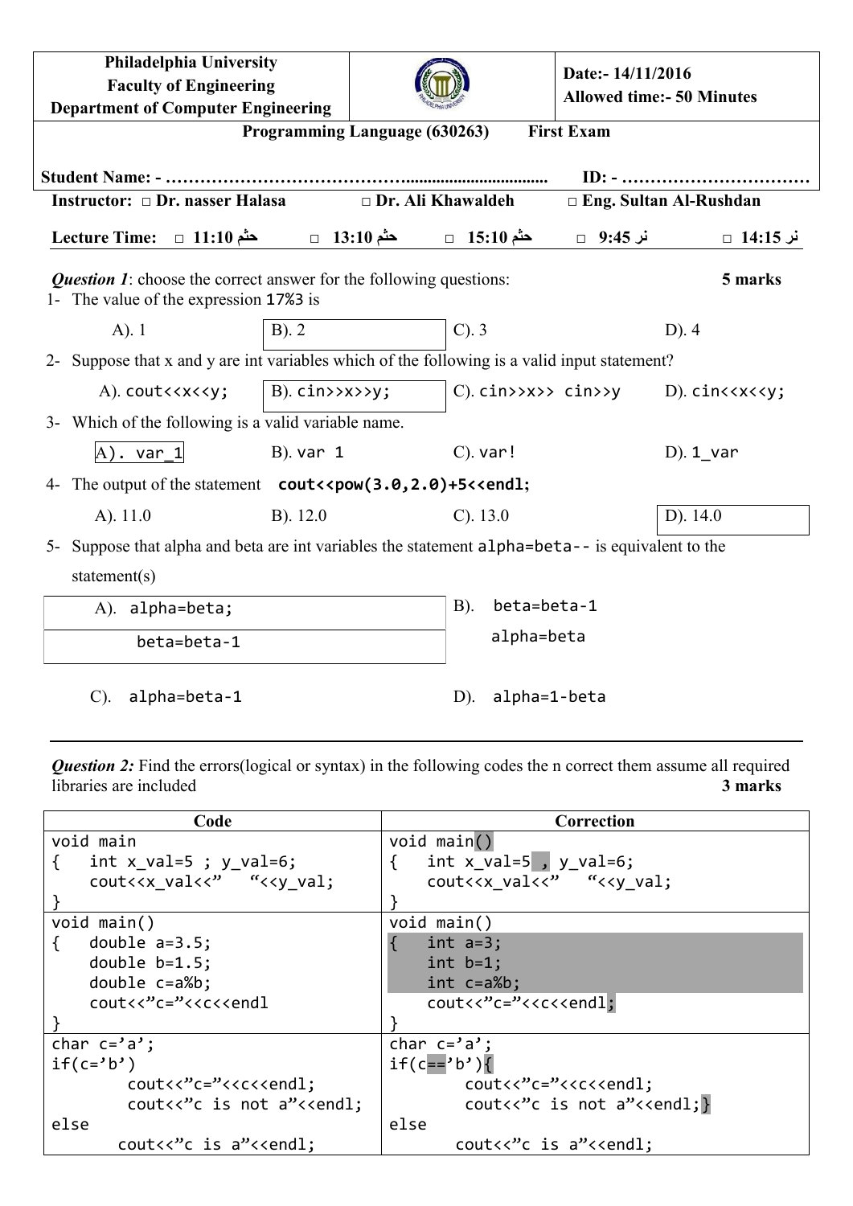| Philadelphia University<br>Faculty of Engineering<br>Department of Computer Engineering | | Date:- 14/11/2016<br>Allowed time:- 50 Minutes |
|---|---|---|

**Programming Language (630263)        First Exam**

**Student Name: - ……………………………………..................................        ID: - ……………………………**

**Instructor:** □ **Dr. nasser Halasa**        □ **Dr. Ali Khawaldeh**        □ **Eng. Sultan Al-Rushdan**

**Lecture Time:** □ **حثم 11:10**    □ **حثم 13:10**    □ **حثم 15:10**    □ **نر 9:45**    □ **نر 14:15**

***Question 1***: choose the correct answer for the following questions:                **5 marks**

1- The value of the expression `17%3` is

A). 1    **[B). 2]**    C). 3    D). 4

2- Suppose that x and y are int variables which of the following is a valid input statement?

A). `cout<<x<<y;`    **[B). `cin>>x>>y;`]**    C). `cin>>x>> cin>>y`    D). `cin<<x<<y;`

3- Which of the following is a valid variable name.

**[A). `var_1`]**    B). `var 1`    C). `var!`    D). `1_var`

4- The output of the statement **`cout<<pow(3.0,2.0)+5<<endl;`**

A). 11.0    B). 12.0    C). 13.0    **[D). 14.0]**

5- Suppose that alpha and beta are int variables the statement `alpha=beta--` is equivalent to the statement(s)

**[A). `alpha=beta;`
`beta=beta-1`]**

B). `beta=beta-1`
`alpha=beta`

C). `alpha=beta-1`

D). `alpha=1-beta`

---

***Question 2:*** Find the errors(logical or syntax) in the following codes the n correct them assume all required libraries are included                **3 marks**

| Code | Correction |
|---|---|
| <pre>void main<br>{   int x_val=5 ; y_val=6;<br>    cout<<x_val<<"   "<<y_val;<br>}</pre> | <pre>void main()<br>{   int x_val=5 , y_val=6;<br>    cout<<x_val<<"   "<<y_val;<br>}</pre> |
| <pre>void main()<br>{   double a=3.5;<br>    double b=1.5;<br>    double c=a%b;<br>    cout<<"c="<<c<<endl<br>}</pre> | <pre>void main()<br>{   int a=3;<br>    int b=1;<br>    int c=a%b;<br>    cout<<"c="<<c<<endl;<br>}</pre> |
| <pre>char c='a';<br>if(c='b')<br>        cout<<"c="<<c<<endl;<br>        cout<<"c is not a"<<endl;<br>else<br>       cout<<"c is a"<<endl;</pre> | <pre>char c='a';<br>if(c=='b'){<br>        cout<<"c="<<c<<endl;<br>        cout<<"c is not a"<<endl;}<br>else<br>       cout<<"c is a"<<endl;</pre> |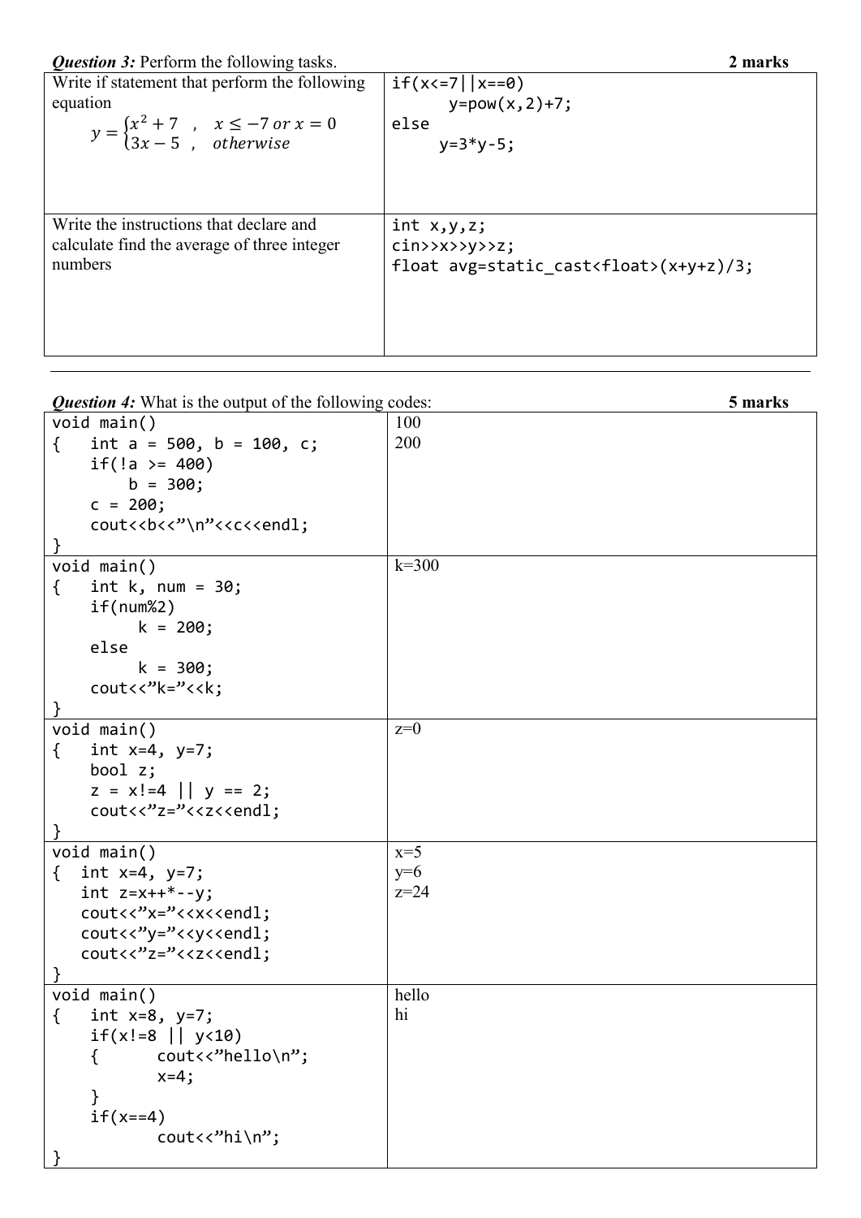***Question 3:*** Perform the following tasks. **2 marks**

| | |
|---|---|
| Write if statement that perform the following equation $y = \begin{cases} x^2 + 7 & , \quad x \leq -7 \text{ or } x = 0 \\ 3x - 5 & , \quad \text{otherwise} \end{cases}$ | `if(x<=7\|\|x==0)`<br>`      y=pow(x,2)+7;`<br>`else`<br>`     y=3*y-5;` |
| Write the instructions that declare and calculate find the average of three integer numbers | `int x,y,z;`<br>`cin>>x>>y>>z;`<br>`float avg=static_cast<float>(x+y+z)/3;` |

---

***Question 4:*** What is the output of the following codes: **5 marks**

| Code | Output |
|---|---|
| `void main()`<br>`{   int a = 500, b = 100, c;`<br>`    if(!a >= 400)`<br>`        b = 300;`<br>`    c = 200;`<br>`    cout<<b<<"\n"<<c<<endl;`<br>`}` | 100<br>200 |
| `void main()`<br>`{   int k, num = 30;`<br>`    if(num%2)`<br>`         k = 200;`<br>`    else`<br>`         k = 300;`<br>`    cout<<"k="<<k;`<br>`}` | k=300 |
| `void main()`<br>`{   int x=4, y=7;`<br>`    bool z;`<br>`    z = x!=4 \|\| y == 2;`<br>`    cout<<"z="<<z<<endl;`<br>`}` | z=0 |
| `void main()`<br>`{  int x=4, y=7;`<br>`   int z=x++*--y;`<br>`   cout<<"x="<<x<<endl;`<br>`   cout<<"y="<<y<<endl;`<br>`   cout<<"z="<<z<<endl;`<br>`}` | x=5<br>y=6<br>z=24 |
| `void main()`<br>`{   int x=8, y=7;`<br>`    if(x!=8 \|\| y<10)`<br>`    {      cout<<"hello\n";`<br>`           x=4;`<br>`    }`<br>`    if(x==4)`<br>`           cout<<"hi\n";`<br>`}` | hello<br>hi |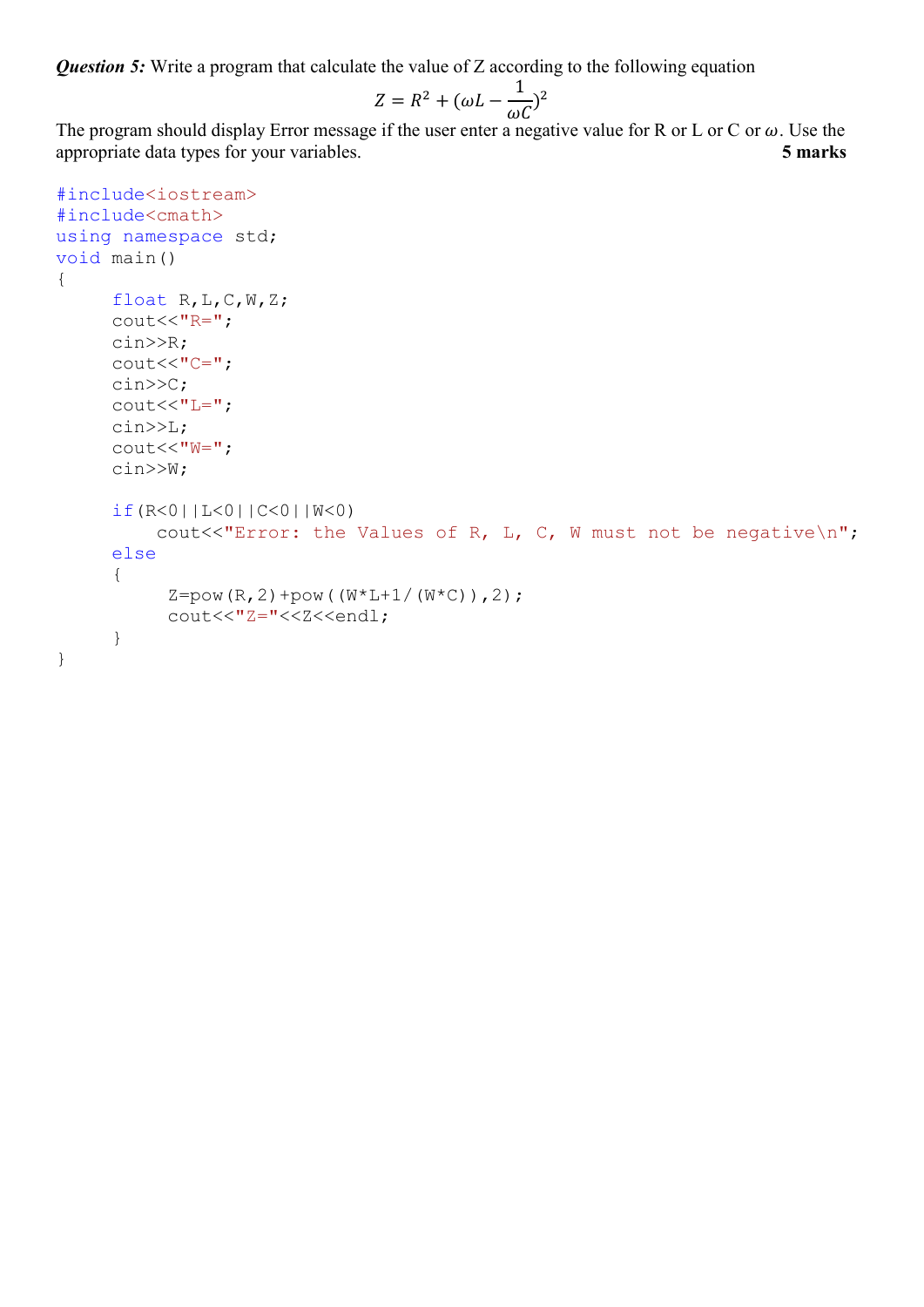***Question 5:*** Write a program that calculate the value of Z according to the following equation

$$Z = R^2 + (\omega L - \frac{1}{\omega C})^2$$

The program should display Error message if the user enter a negative value for R or L or C or $\omega$. Use the appropriate data types for your variables. **5 marks**

```
#include<iostream>
#include<cmath>
using namespace std;
void main()
{
     float R,L,C,W,Z;
     cout<<"R=";
     cin>>R;
     cout<<"C=";
     cin>>C;
     cout<<"L=";
     cin>>L;
     cout<<"W=";
     cin>>W;

     if(R<0||L<0||C<0||W<0)
         cout<<"Error: the Values of R, L, C, W must not be negative\n";
     else
     {
          Z=pow(R,2)+pow((W*L+1/(W*C)),2);
          cout<<"Z="<<Z<<endl;
     }
}
```